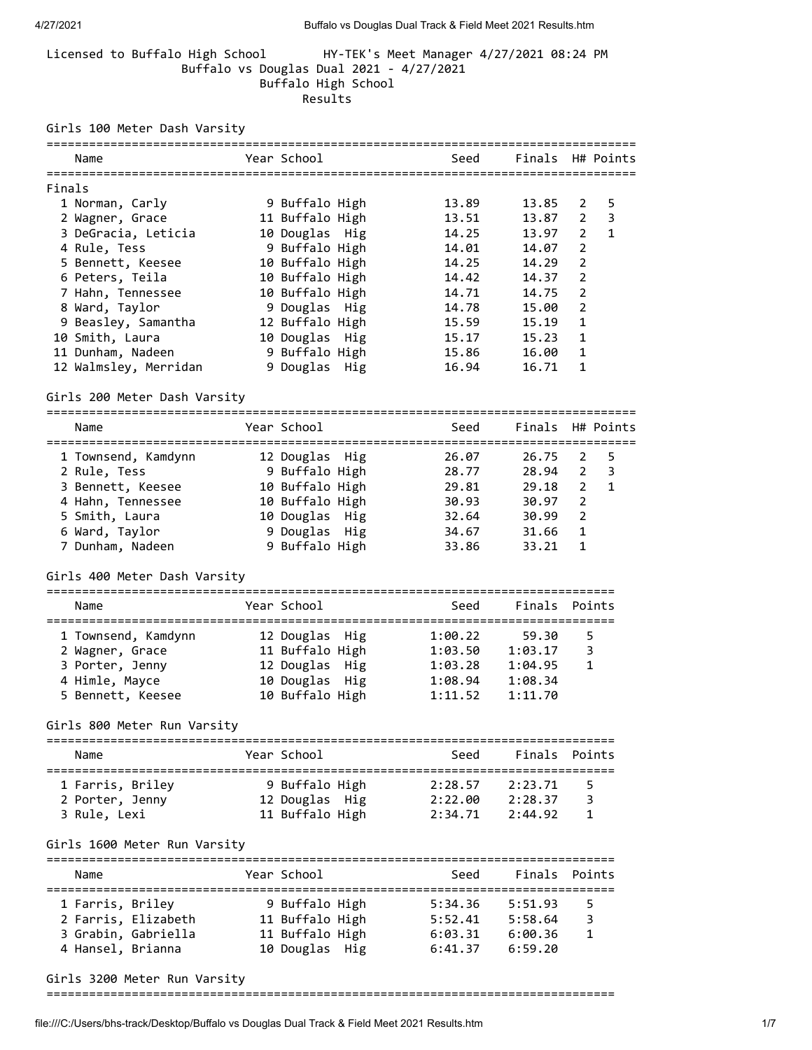Licensed to Buffalo High School HY-TEK's Meet Manager 4/27/2021 08:24 PM

Buffalo vs Douglas Dual 2021 - 4/27/2021

Buffalo High School

Results

## Girls 100 Meter Dash Varsity

| | Name | Year | School | Seed | Finals | H# | Points |
|---|---|---|---|---|---|---|---|
| **Finals** | | | | | | | |
| 1 | Norman, Carly | 9 | Buffalo High | 13.89 | 13.85 | 2 | 5 |
| 2 | Wagner, Grace | 11 | Buffalo High | 13.51 | 13.87 | 2 | 3 |
| 3 | DeGracia, Leticia | 10 | Douglas Hig | 14.25 | 13.97 | 2 | 1 |
| 4 | Rule, Tess | 9 | Buffalo High | 14.01 | 14.07 | 2 | |
| 5 | Bennett, Keesee | 10 | Buffalo High | 14.25 | 14.29 | 2 | |
| 6 | Peters, Teila | 10 | Buffalo High | 14.42 | 14.37 | 2 | |
| 7 | Hahn, Tennessee | 10 | Buffalo High | 14.71 | 14.75 | 2 | |
| 8 | Ward, Taylor | 9 | Douglas Hig | 14.78 | 15.00 | 2 | |
| 9 | Beasley, Samantha | 12 | Buffalo High | 15.59 | 15.19 | 1 | |
| 10 | Smith, Laura | 10 | Douglas Hig | 15.17 | 15.23 | 1 | |
| 11 | Dunham, Nadeen | 9 | Buffalo High | 15.86 | 16.00 | 1 | |
| 12 | Walmsley, Merridan | 9 | Douglas Hig | 16.94 | 16.71 | 1 | |

## Girls 200 Meter Dash Varsity

| | Name | Year | School | Seed | Finals | H# | Points |
|---|---|---|---|---|---|---|---|
| 1 | Townsend, Kamdynn | 12 | Douglas Hig | 26.07 | 26.75 | 2 | 5 |
| 2 | Rule, Tess | 9 | Buffalo High | 28.77 | 28.94 | 2 | 3 |
| 3 | Bennett, Keesee | 10 | Buffalo High | 29.81 | 29.18 | 2 | 1 |
| 4 | Hahn, Tennessee | 10 | Buffalo High | 30.93 | 30.97 | 2 | |
| 5 | Smith, Laura | 10 | Douglas Hig | 32.64 | 30.99 | 2 | |
| 6 | Ward, Taylor | 9 | Douglas Hig | 34.67 | 31.66 | 1 | |
| 7 | Dunham, Nadeen | 9 | Buffalo High | 33.86 | 33.21 | 1 | |

## Girls 400 Meter Dash Varsity

| | Name | Year | School | Seed | Finals | Points |
|---|---|---|---|---|---|---|
| 1 | Townsend, Kamdynn | 12 | Douglas Hig | 1:00.22 | 59.30 | 5 |
| 2 | Wagner, Grace | 11 | Buffalo High | 1:03.50 | 1:03.17 | 3 |
| 3 | Porter, Jenny | 12 | Douglas Hig | 1:03.28 | 1:04.95 | 1 |
| 4 | Himle, Mayce | 10 | Douglas Hig | 1:08.94 | 1:08.34 | |
| 5 | Bennett, Keesee | 10 | Buffalo High | 1:11.52 | 1:11.70 | |

## Girls 800 Meter Run Varsity

| | Name | Year | School | Seed | Finals | Points |
|---|---|---|---|---|---|---|
| 1 | Farris, Briley | 9 | Buffalo High | 2:28.57 | 2:23.71 | 5 |
| 2 | Porter, Jenny | 12 | Douglas Hig | 2:22.00 | 2:28.37 | 3 |
| 3 | Rule, Lexi | 11 | Buffalo High | 2:34.71 | 2:44.92 | 1 |

## Girls 1600 Meter Run Varsity

| | Name | Year | School | Seed | Finals | Points |
|---|---|---|---|---|---|---|
| 1 | Farris, Briley | 9 | Buffalo High | 5:34.36 | 5:51.93 | 5 |
| 2 | Farris, Elizabeth | 11 | Buffalo High | 5:52.41 | 5:58.64 | 3 |
| 3 | Grabin, Gabriella | 11 | Buffalo High | 6:03.31 | 6:00.36 | 1 |
| 4 | Hansel, Brianna | 10 | Douglas Hig | 6:41.37 | 6:59.20 | |

## Girls 3200 Meter Run Varsity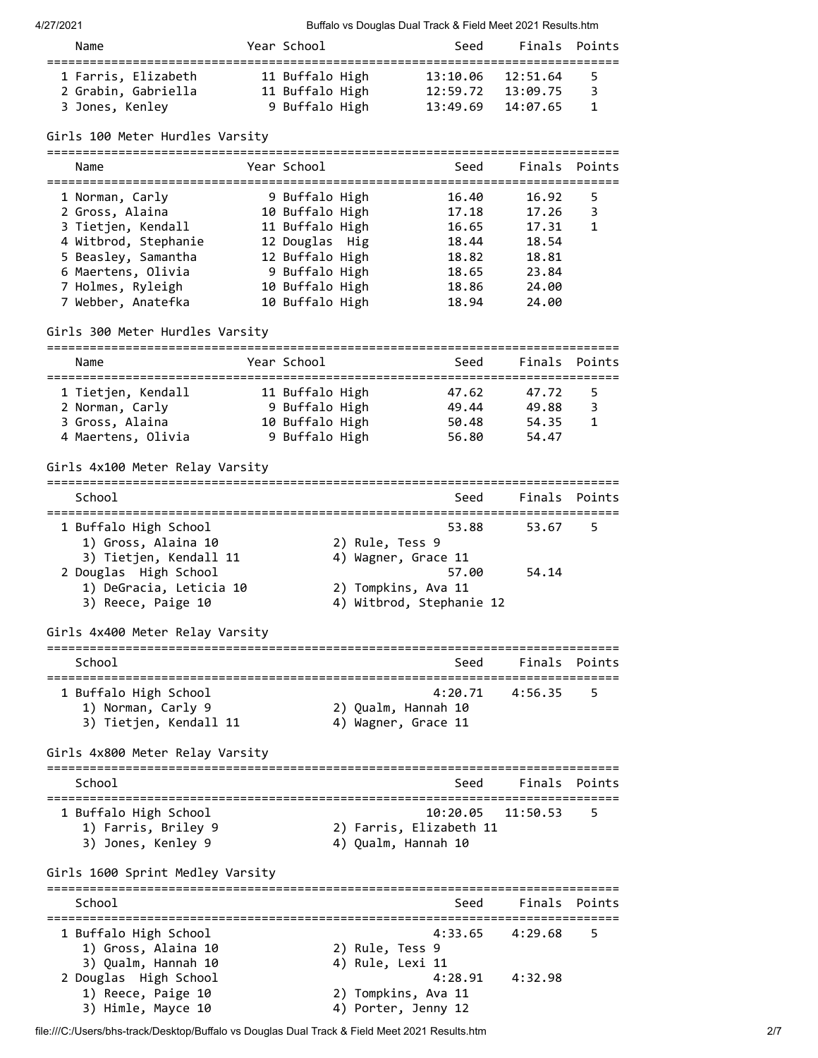| Name | Year | School | Seed | Finals | Points |
|---|---|---|---|---|---|
| 1 Farris, Elizabeth | 11 | Buffalo High | 13:10.06 | 12:51.64 | 5 |
| 2 Grabin, Gabriella | 11 | Buffalo High | 12:59.72 | 13:09.75 | 3 |
| 3 Jones, Kenley | 9 | Buffalo High | 13:49.69 | 14:07.65 | 1 |

## Girls 100 Meter Hurdles Varsity

| Name | Year | School | Seed | Finals | Points |
|---|---|---|---|---|---|
| 1 Norman, Carly | 9 | Buffalo High | 16.40 | 16.92 | 5 |
| 2 Gross, Alaina | 10 | Buffalo High | 17.18 | 17.26 | 3 |
| 3 Tietjen, Kendall | 11 | Buffalo High | 16.65 | 17.31 | 1 |
| 4 Witbrod, Stephanie | 12 | Douglas Hig | 18.44 | 18.54 | |
| 5 Beasley, Samantha | 12 | Buffalo High | 18.82 | 18.81 | |
| 6 Maertens, Olivia | 9 | Buffalo High | 18.65 | 23.84 | |
| 7 Holmes, Ryleigh | 10 | Buffalo High | 18.86 | 24.00 | |
| 7 Webber, Anatefka | 10 | Buffalo High | 18.94 | 24.00 | |

## Girls 300 Meter Hurdles Varsity

| Name | Year | School | Seed | Finals | Points |
|---|---|---|---|---|---|
| 1 Tietjen, Kendall | 11 | Buffalo High | 47.62 | 47.72 | 5 |
| 2 Norman, Carly | 9 | Buffalo High | 49.44 | 49.88 | 3 |
| 3 Gross, Alaina | 10 | Buffalo High | 50.48 | 54.35 | 1 |
| 4 Maertens, Olivia | 9 | Buffalo High | 56.80 | 54.47 | |

## Girls 4x100 Meter Relay Varsity

| School | Seed | Finals | Points |
|---|---|---|---|
| 1 Buffalo High School | 53.88 | 53.67 | 5 |
| 1) Gross, Alaina 10; 2) Rule, Tess 9; 3) Tietjen, Kendall 11; 4) Wagner, Grace 11 | | | |
| 2 Douglas High School | 57.00 | 54.14 | |
| 1) DeGracia, Leticia 10; 2) Tompkins, Ava 11; 3) Reece, Paige 10; 4) Witbrod, Stephanie 12 | | | |

## Girls 4x400 Meter Relay Varsity

| School | Seed | Finals | Points |
|---|---|---|---|
| 1 Buffalo High School | 4:20.71 | 4:56.35 | 5 |
| 1) Norman, Carly 9; 2) Qualm, Hannah 10; 3) Tietjen, Kendall 11; 4) Wagner, Grace 11 | | | |

## Girls 4x800 Meter Relay Varsity

| School | Seed | Finals | Points |
|---|---|---|---|
| 1 Buffalo High School | 10:20.05 | 11:50.53 | 5 |
| 1) Farris, Briley 9; 2) Farris, Elizabeth 11; 3) Jones, Kenley 9; 4) Qualm, Hannah 10 | | | |

## Girls 1600 Sprint Medley Varsity

| School | Seed | Finals | Points |
|---|---|---|---|
| 1 Buffalo High School | 4:33.65 | 4:29.68 | 5 |
| 1) Gross, Alaina 10; 2) Rule, Tess 9; 3) Qualm, Hannah 10; 4) Rule, Lexi 11 | | | |
| 2 Douglas High School | 4:28.91 | 4:32.98 | |
| 1) Reece, Paige 10; 2) Tompkins, Ava 11; 3) Himle, Mayce 10; 4) Porter, Jenny 12 | | | |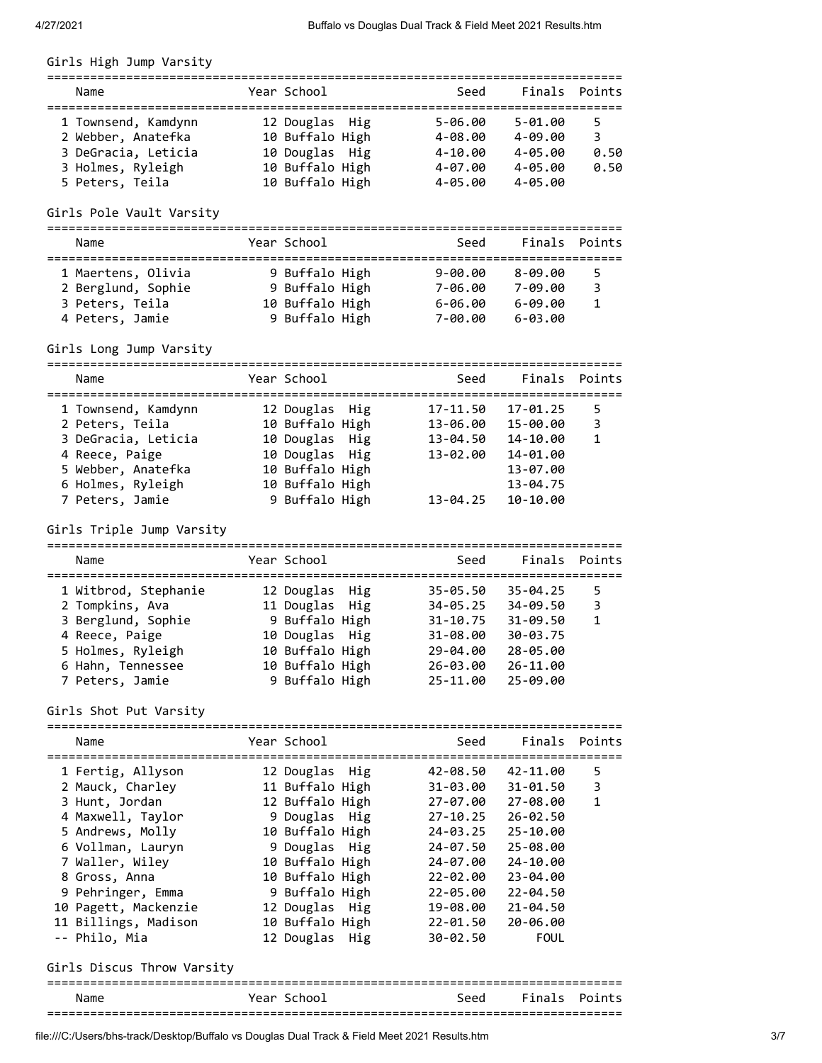## Girls High Jump Varsity

| Name | Year | School | Seed | Finals | Points |
|---|---|---|---|---|---|
| 1 Townsend, Kamdynn | 12 | Douglas Hig | 5-06.00 | 5-01.00 | 5 |
| 2 Webber, Anatefka | 10 | Buffalo High | 4-08.00 | 4-09.00 | 3 |
| 3 DeGracia, Leticia | 10 | Douglas Hig | 4-10.00 | 4-05.00 | 0.50 |
| 3 Holmes, Ryleigh | 10 | Buffalo High | 4-07.00 | 4-05.00 | 0.50 |
| 5 Peters, Teila | 10 | Buffalo High | 4-05.00 | 4-05.00 | |

## Girls Pole Vault Varsity

| Name | Year | School | Seed | Finals | Points |
|---|---|---|---|---|---|
| 1 Maertens, Olivia | 9 | Buffalo High | 9-00.00 | 8-09.00 | 5 |
| 2 Berglund, Sophie | 9 | Buffalo High | 7-06.00 | 7-09.00 | 3 |
| 3 Peters, Teila | 10 | Buffalo High | 6-06.00 | 6-09.00 | 1 |
| 4 Peters, Jamie | 9 | Buffalo High | 7-00.00 | 6-03.00 | |

## Girls Long Jump Varsity

| Name | Year | School | Seed | Finals | Points |
|---|---|---|---|---|---|
| 1 Townsend, Kamdynn | 12 | Douglas Hig | 17-11.50 | 17-01.25 | 5 |
| 2 Peters, Teila | 10 | Buffalo High | 13-06.00 | 15-00.00 | 3 |
| 3 DeGracia, Leticia | 10 | Douglas Hig | 13-04.50 | 14-10.00 | 1 |
| 4 Reece, Paige | 10 | Douglas Hig | 13-02.00 | 14-01.00 | |
| 5 Webber, Anatefka | 10 | Buffalo High | | 13-07.00 | |
| 6 Holmes, Ryleigh | 10 | Buffalo High | | 13-04.75 | |
| 7 Peters, Jamie | 9 | Buffalo High | 13-04.25 | 10-10.00 | |

## Girls Triple Jump Varsity

| Name | Year | School | Seed | Finals | Points |
|---|---|---|---|---|---|
| 1 Witbrod, Stephanie | 12 | Douglas Hig | 35-05.50 | 35-04.25 | 5 |
| 2 Tompkins, Ava | 11 | Douglas Hig | 34-05.25 | 34-09.50 | 3 |
| 3 Berglund, Sophie | 9 | Buffalo High | 31-10.75 | 31-09.50 | 1 |
| 4 Reece, Paige | 10 | Douglas Hig | 31-08.00 | 30-03.75 | |
| 5 Holmes, Ryleigh | 10 | Buffalo High | 29-04.00 | 28-05.00 | |
| 6 Hahn, Tennessee | 10 | Buffalo High | 26-03.00 | 26-11.00 | |
| 7 Peters, Jamie | 9 | Buffalo High | 25-11.00 | 25-09.00 | |

## Girls Shot Put Varsity

| Name | Year | School | Seed | Finals | Points |
|---|---|---|---|---|---|
| 1 Fertig, Allyson | 12 | Douglas Hig | 42-08.50 | 42-11.00 | 5 |
| 2 Mauck, Charley | 11 | Buffalo High | 31-03.00 | 31-01.50 | 3 |
| 3 Hunt, Jordan | 12 | Buffalo High | 27-07.00 | 27-08.00 | 1 |
| 4 Maxwell, Taylor | 9 | Douglas Hig | 27-10.25 | 26-02.50 | |
| 5 Andrews, Molly | 10 | Buffalo High | 24-03.25 | 25-10.00 | |
| 6 Vollman, Lauryn | 9 | Douglas Hig | 24-07.50 | 25-08.00 | |
| 7 Waller, Wiley | 10 | Buffalo High | 24-07.00 | 24-10.00 | |
| 8 Gross, Anna | 10 | Buffalo High | 22-02.00 | 23-04.00 | |
| 9 Pehringer, Emma | 9 | Buffalo High | 22-05.00 | 22-04.50 | |
| 10 Pagett, Mackenzie | 12 | Douglas Hig | 19-08.00 | 21-04.50 | |
| 11 Billings, Madison | 10 | Buffalo High | 22-01.50 | 20-06.00 | |
| -- Philo, Mia | 12 | Douglas Hig | 30-02.50 | FOUL | |

## Girls Discus Throw Varsity

| Name | Year | School | Seed | Finals | Points |
|---|---|---|---|---|---|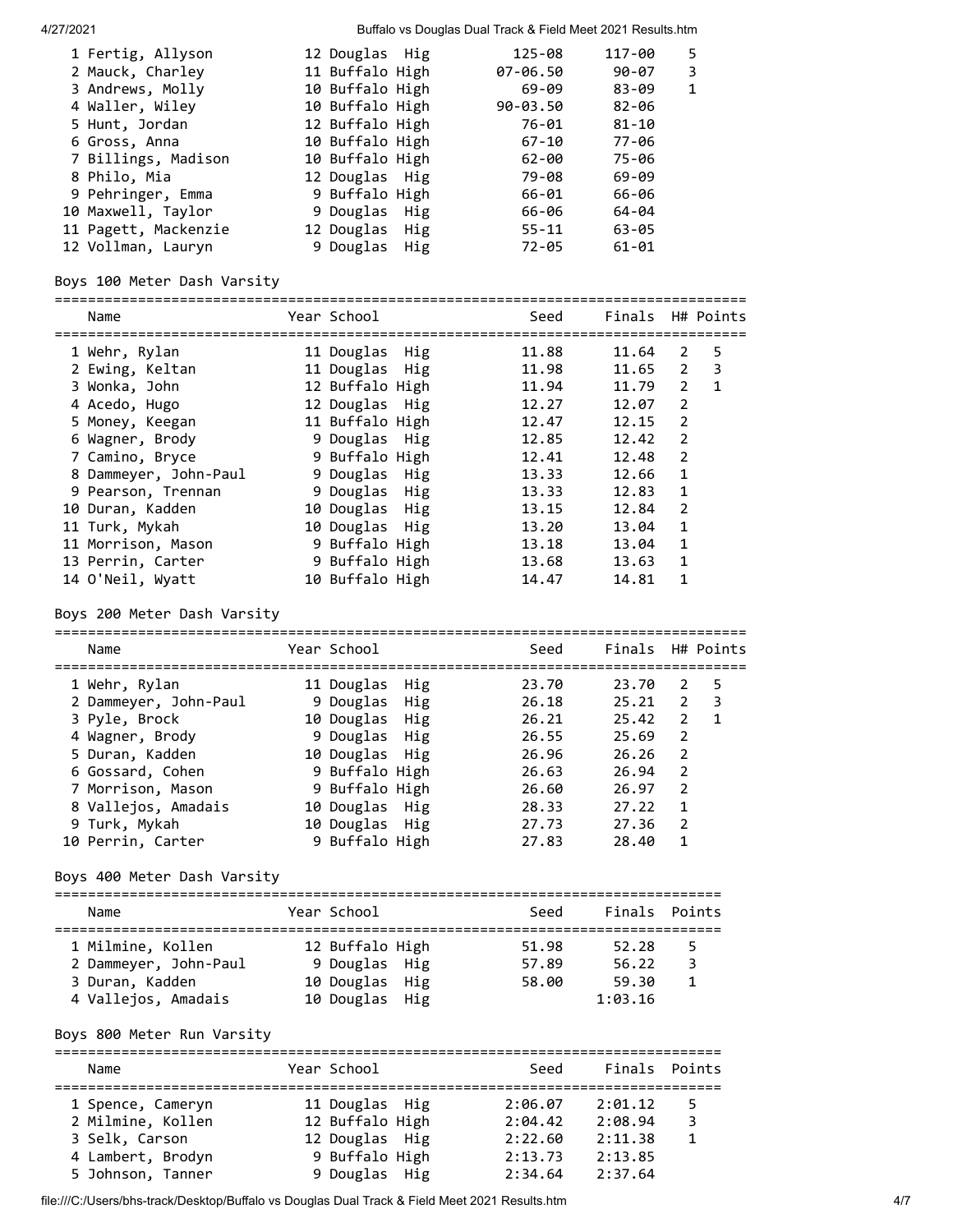| Place | Name | Year | School | Seed | Finals | Points |
|---|---|---|---|---|---|---|
| 1 | Fertig, Allyson | 12 | Douglas Hig | 125-08 | 117-00 | 5 |
| 2 | Mauck, Charley | 11 | Buffalo High | 07-06.50 | 90-07 | 3 |
| 3 | Andrews, Molly | 10 | Buffalo High | 69-09 | 83-09 | 1 |
| 4 | Waller, Wiley | 10 | Buffalo High | 90-03.50 | 82-06 | |
| 5 | Hunt, Jordan | 12 | Buffalo High | 76-01 | 81-10 | |
| 6 | Gross, Anna | 10 | Buffalo High | 67-10 | 77-06 | |
| 7 | Billings, Madison | 10 | Buffalo High | 62-00 | 75-06 | |
| 8 | Philo, Mia | 12 | Douglas Hig | 79-08 | 69-09 | |
| 9 | Pehringer, Emma | 9 | Buffalo High | 66-01 | 66-06 | |
| 10 | Maxwell, Taylor | 9 | Douglas Hig | 66-06 | 64-04 | |
| 11 | Pagett, Mackenzie | 12 | Douglas Hig | 55-11 | 63-05 | |
| 12 | Vollman, Lauryn | 9 | Douglas Hig | 72-05 | 61-01 | |

## Boys 100 Meter Dash Varsity

| Place | Name | Year | School | Seed | Finals | H# | Points |
|---|---|---|---|---|---|---|---|
| 1 | Wehr, Rylan | 11 | Douglas Hig | 11.88 | 11.64 | 2 | 5 |
| 2 | Ewing, Keltan | 11 | Douglas Hig | 11.98 | 11.65 | 2 | 3 |
| 3 | Wonka, John | 12 | Buffalo High | 11.94 | 11.79 | 2 | 1 |
| 4 | Acedo, Hugo | 12 | Douglas Hig | 12.27 | 12.07 | 2 | |
| 5 | Money, Keegan | 11 | Buffalo High | 12.47 | 12.15 | 2 | |
| 6 | Wagner, Brody | 9 | Douglas Hig | 12.85 | 12.42 | 2 | |
| 7 | Camino, Bryce | 9 | Buffalo High | 12.41 | 12.48 | 2 | |
| 8 | Dammeyer, John-Paul | 9 | Douglas Hig | 13.33 | 12.66 | 1 | |
| 9 | Pearson, Trennan | 9 | Douglas Hig | 13.33 | 12.83 | 1 | |
| 10 | Duran, Kadden | 10 | Douglas Hig | 13.15 | 12.84 | 2 | |
| 11 | Turk, Mykah | 10 | Douglas Hig | 13.20 | 13.04 | 1 | |
| 11 | Morrison, Mason | 9 | Buffalo High | 13.18 | 13.04 | 1 | |
| 13 | Perrin, Carter | 9 | Buffalo High | 13.68 | 13.63 | 1 | |
| 14 | O'Neil, Wyatt | 10 | Buffalo High | 14.47 | 14.81 | 1 | |

## Boys 200 Meter Dash Varsity

| Place | Name | Year | School | Seed | Finals | H# | Points |
|---|---|---|---|---|---|---|---|
| 1 | Wehr, Rylan | 11 | Douglas Hig | 23.70 | 23.70 | 2 | 5 |
| 2 | Dammeyer, John-Paul | 9 | Douglas Hig | 26.18 | 25.21 | 2 | 3 |
| 3 | Pyle, Brock | 10 | Douglas Hig | 26.21 | 25.42 | 2 | 1 |
| 4 | Wagner, Brody | 9 | Douglas Hig | 26.55 | 25.69 | 2 | |
| 5 | Duran, Kadden | 10 | Douglas Hig | 26.96 | 26.26 | 2 | |
| 6 | Gossard, Cohen | 9 | Buffalo High | 26.63 | 26.94 | 2 | |
| 7 | Morrison, Mason | 9 | Buffalo High | 26.60 | 26.97 | 2 | |
| 8 | Vallejos, Amadais | 10 | Douglas Hig | 28.33 | 27.22 | 1 | |
| 9 | Turk, Mykah | 10 | Douglas Hig | 27.73 | 27.36 | 2 | |
| 10 | Perrin, Carter | 9 | Buffalo High | 27.83 | 28.40 | 1 | |

## Boys 400 Meter Dash Varsity

| Place | Name | Year | School | Seed | Finals | Points |
|---|---|---|---|---|---|---|
| 1 | Milmine, Kollen | 12 | Buffalo High | 51.98 | 52.28 | 5 |
| 2 | Dammeyer, John-Paul | 9 | Douglas Hig | 57.89 | 56.22 | 3 |
| 3 | Duran, Kadden | 10 | Douglas Hig | 58.00 | 59.30 | 1 |
| 4 | Vallejos, Amadais | 10 | Douglas Hig | | 1:03.16 | |

## Boys 800 Meter Run Varsity

| Place | Name | Year | School | Seed | Finals | Points |
|---|---|---|---|---|---|---|
| 1 | Spence, Cameryn | 11 | Douglas Hig | 2:06.07 | 2:01.12 | 5 |
| 2 | Milmine, Kollen | 12 | Buffalo High | 2:04.42 | 2:08.94 | 3 |
| 3 | Selk, Carson | 12 | Douglas Hig | 2:22.60 | 2:11.38 | 1 |
| 4 | Lambert, Brodyn | 9 | Buffalo High | 2:13.73 | 2:13.85 | |
| 5 | Johnson, Tanner | 9 | Douglas Hig | 2:34.64 | 2:37.64 | |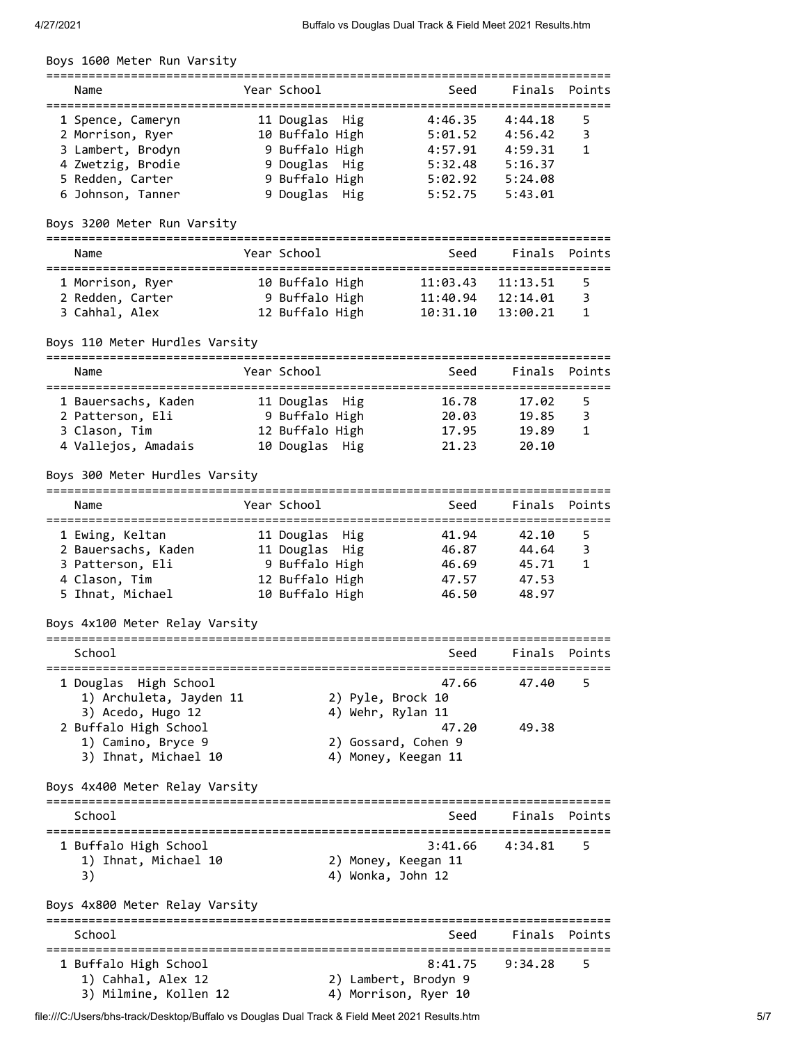## Boys 1600 Meter Run Varsity

| | Name | Year | School | Seed | Finals | Points |
|---|---|---|---|---|---|---|
| 1 | Spence, Cameryn | 11 | Douglas Hig | 4:46.35 | 4:44.18 | 5 |
| 2 | Morrison, Ryer | 10 | Buffalo High | 5:01.52 | 4:56.42 | 3 |
| 3 | Lambert, Brodyn | 9 | Buffalo High | 4:57.91 | 4:59.31 | 1 |
| 4 | Zwetzig, Brodie | 9 | Douglas Hig | 5:32.48 | 5:16.37 | |
| 5 | Redden, Carter | 9 | Buffalo High | 5:02.92 | 5:24.08 | |
| 6 | Johnson, Tanner | 9 | Douglas Hig | 5:52.75 | 5:43.01 | |

## Boys 3200 Meter Run Varsity

| | Name | Year | School | Seed | Finals | Points |
|---|---|---|---|---|---|---|
| 1 | Morrison, Ryer | 10 | Buffalo High | 11:03.43 | 11:13.51 | 5 |
| 2 | Redden, Carter | 9 | Buffalo High | 11:40.94 | 12:14.01 | 3 |
| 3 | Cahhal, Alex | 12 | Buffalo High | 10:31.10 | 13:00.21 | 1 |

## Boys 110 Meter Hurdles Varsity

| | Name | Year | School | Seed | Finals | Points |
|---|---|---|---|---|---|---|
| 1 | Bauersachs, Kaden | 11 | Douglas Hig | 16.78 | 17.02 | 5 |
| 2 | Patterson, Eli | 9 | Buffalo High | 20.03 | 19.85 | 3 |
| 3 | Clason, Tim | 12 | Buffalo High | 17.95 | 19.89 | 1 |
| 4 | Vallejos, Amadais | 10 | Douglas Hig | 21.23 | 20.10 | |

## Boys 300 Meter Hurdles Varsity

| | Name | Year | School | Seed | Finals | Points |
|---|---|---|---|---|---|---|
| 1 | Ewing, Keltan | 11 | Douglas Hig | 41.94 | 42.10 | 5 |
| 2 | Bauersachs, Kaden | 11 | Douglas Hig | 46.87 | 44.64 | 3 |
| 3 | Patterson, Eli | 9 | Buffalo High | 46.69 | 45.71 | 1 |
| 4 | Clason, Tim | 12 | Buffalo High | 47.57 | 47.53 | |
| 5 | Ihnat, Michael | 10 | Buffalo High | 46.50 | 48.97 | |

## Boys 4x100 Meter Relay Varsity

| | School | Seed | Finals | Points |
|---|---|---|---|---|
| 1 | Douglas High School | 47.66 | 47.40 | 5 |
| | 1) Archuleta, Jayden 11; 2) Pyle, Brock 10; 3) Acedo, Hugo 12; 4) Wehr, Rylan 11 | | | |
| 2 | Buffalo High School | 47.20 | 49.38 | |
| | 1) Camino, Bryce 9; 2) Gossard, Cohen 9; 3) Ihnat, Michael 10; 4) Money, Keegan 11 | | | |

## Boys 4x400 Meter Relay Varsity

| | School | Seed | Finals | Points |
|---|---|---|---|---|
| 1 | Buffalo High School | 3:41.66 | 4:34.81 | 5 |
| | 1) Ihnat, Michael 10; 2) Money, Keegan 11; 3); 4) Wonka, John 12 | | | |

## Boys 4x800 Meter Relay Varsity

| | School | Seed | Finals | Points |
|---|---|---|---|---|
| 1 | Buffalo High School | 8:41.75 | 9:34.28 | 5 |
| | 1) Cahhal, Alex 12; 2) Lambert, Brodyn 9; 3) Milmine, Kollen 12; 4) Morrison, Ryer 10 | | | |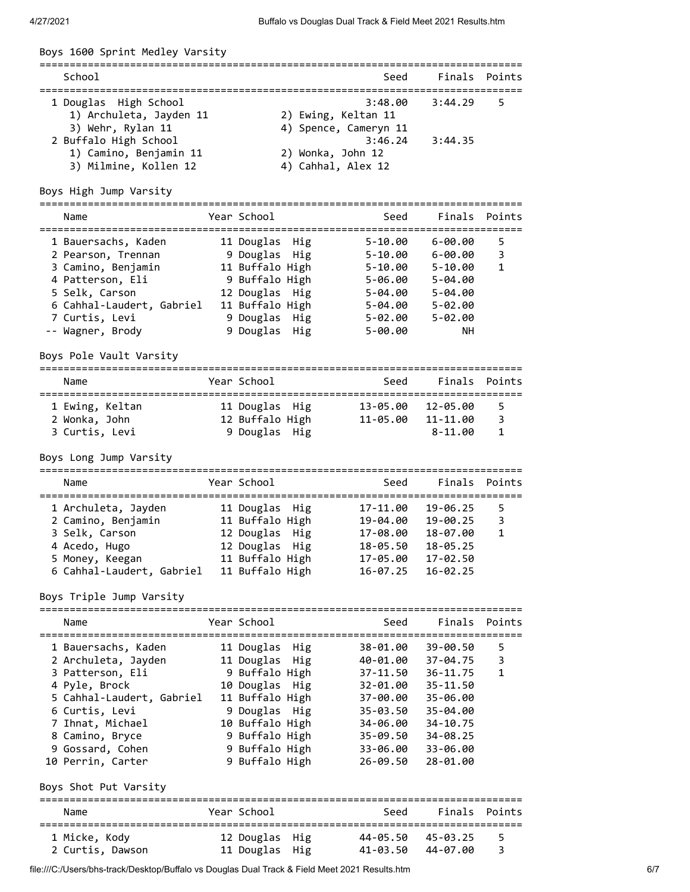## Boys 1600 Sprint Medley Varsity

| | School | Seed | Finals | Points |
|---|---|---|---|---|
| 1 | Douglas High School | 3:48.00 | 3:44.29 | 5 |
| | 1) Archuleta, Jayden 11; 2) Ewing, Keltan 11; 3) Wehr, Rylan 11; 4) Spence, Cameryn 11 | | | |
| 2 | Buffalo High School | 3:46.24 | 3:44.35 | |
| | 1) Camino, Benjamin 11; 2) Wonka, John 12; 3) Milmine, Kollen 12; 4) Cahhal, Alex 12 | | | |

## Boys High Jump Varsity

| | Name | Year | School | Seed | Finals | Points |
|---|---|---|---|---|---|---|
| 1 | Bauersachs, Kaden | 11 | Douglas Hig | 5-10.00 | 6-00.00 | 5 |
| 2 | Pearson, Trennan | 9 | Douglas Hig | 5-10.00 | 6-00.00 | 3 |
| 3 | Camino, Benjamin | 11 | Buffalo High | 5-10.00 | 5-10.00 | 1 |
| 4 | Patterson, Eli | 9 | Buffalo High | 5-06.00 | 5-04.00 | |
| 5 | Selk, Carson | 12 | Douglas Hig | 5-04.00 | 5-04.00 | |
| 6 | Cahhal-Laudert, Gabriel | 11 | Buffalo High | 5-04.00 | 5-02.00 | |
| 7 | Curtis, Levi | 9 | Douglas Hig | 5-02.00 | 5-02.00 | |
| -- | Wagner, Brody | 9 | Douglas Hig | 5-00.00 | NH | |

## Boys Pole Vault Varsity

| | Name | Year | School | Seed | Finals | Points |
|---|---|---|---|---|---|---|
| 1 | Ewing, Keltan | 11 | Douglas Hig | 13-05.00 | 12-05.00 | 5 |
| 2 | Wonka, John | 12 | Buffalo High | 11-05.00 | 11-11.00 | 3 |
| 3 | Curtis, Levi | 9 | Douglas Hig | | 8-11.00 | 1 |

## Boys Long Jump Varsity

| | Name | Year | School | Seed | Finals | Points |
|---|---|---|---|---|---|---|
| 1 | Archuleta, Jayden | 11 | Douglas Hig | 17-11.00 | 19-06.25 | 5 |
| 2 | Camino, Benjamin | 11 | Buffalo High | 19-04.00 | 19-00.25 | 3 |
| 3 | Selk, Carson | 12 | Douglas Hig | 17-08.00 | 18-07.00 | 1 |
| 4 | Acedo, Hugo | 12 | Douglas Hig | 18-05.50 | 18-05.25 | |
| 5 | Money, Keegan | 11 | Buffalo High | 17-05.00 | 17-02.50 | |
| 6 | Cahhal-Laudert, Gabriel | 11 | Buffalo High | 16-07.25 | 16-02.25 | |

## Boys Triple Jump Varsity

| | Name | Year | School | Seed | Finals | Points |
|---|---|---|---|---|---|---|
| 1 | Bauersachs, Kaden | 11 | Douglas Hig | 38-01.00 | 39-00.50 | 5 |
| 2 | Archuleta, Jayden | 11 | Douglas Hig | 40-01.00 | 37-04.75 | 3 |
| 3 | Patterson, Eli | 9 | Buffalo High | 37-11.50 | 36-11.75 | 1 |
| 4 | Pyle, Brock | 10 | Douglas Hig | 32-01.00 | 35-11.50 | |
| 5 | Cahhal-Laudert, Gabriel | 11 | Buffalo High | 37-00.00 | 35-06.00 | |
| 6 | Curtis, Levi | 9 | Douglas Hig | 35-03.50 | 35-04.00 | |
| 7 | Ihnat, Michael | 10 | Buffalo High | 34-06.00 | 34-10.75 | |
| 8 | Camino, Bryce | 9 | Buffalo High | 35-09.50 | 34-08.25 | |
| 9 | Gossard, Cohen | 9 | Buffalo High | 33-06.00 | 33-06.00 | |
| 10 | Perrin, Carter | 9 | Buffalo High | 26-09.50 | 28-01.00 | |

## Boys Shot Put Varsity

| | Name | Year | School | Seed | Finals | Points |
|---|---|---|---|---|---|---|
| 1 | Micke, Kody | 12 | Douglas Hig | 44-05.50 | 45-03.25 | 5 |
| 2 | Curtis, Dawson | 11 | Douglas Hig | 41-03.50 | 44-07.00 | 3 |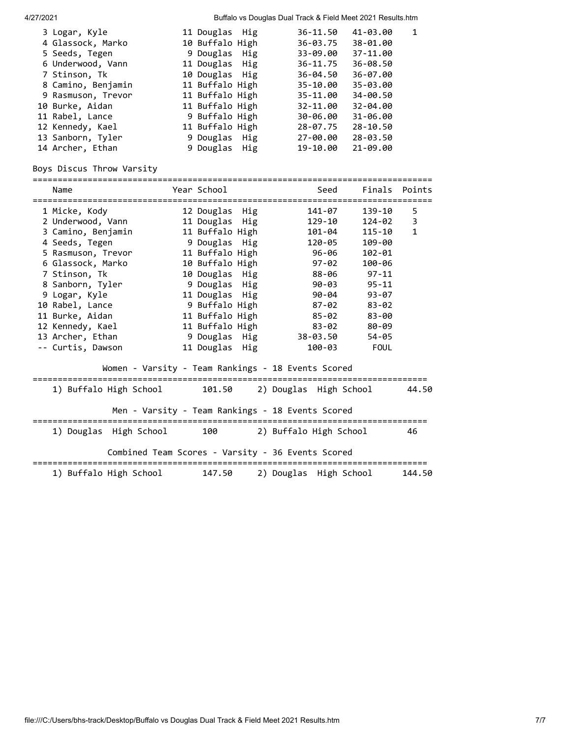| | Name | Year | School | Seed | Finals | Points |
|---|---|---|---|---|---|---|
| 3 | Logar, Kyle | 11 | Douglas Hig | 36-11.50 | 41-03.00 | 1 |
| 4 | Glassock, Marko | 10 | Buffalo High | 36-03.75 | 38-01.00 | |
| 5 | Seeds, Tegen | 9 | Douglas Hig | 33-09.00 | 37-11.00 | |
| 6 | Underwood, Vann | 11 | Douglas Hig | 36-11.75 | 36-08.50 | |
| 7 | Stinson, Tk | 10 | Douglas Hig | 36-04.50 | 36-07.00 | |
| 8 | Camino, Benjamin | 11 | Buffalo High | 35-10.00 | 35-03.00 | |
| 9 | Rasmuson, Trevor | 11 | Buffalo High | 35-11.00 | 34-00.50 | |
| 10 | Burke, Aidan | 11 | Buffalo High | 32-11.00 | 32-04.00 | |
| 11 | Rabel, Lance | 9 | Buffalo High | 30-06.00 | 31-06.00 | |
| 12 | Kennedy, Kael | 11 | Buffalo High | 28-07.75 | 28-10.50 | |
| 13 | Sanborn, Tyler | 9 | Douglas Hig | 27-00.00 | 28-03.50 | |
| 14 | Archer, Ethan | 9 | Douglas Hig | 19-10.00 | 21-09.00 | |

Boys Discus Throw Varsity

| | Name | Year | School | Seed | Finals | Points |
|---|---|---|---|---|---|---|
| 1 | Micke, Kody | 12 | Douglas Hig | 141-07 | 139-10 | 5 |
| 2 | Underwood, Vann | 11 | Douglas Hig | 129-10 | 124-02 | 3 |
| 3 | Camino, Benjamin | 11 | Buffalo High | 101-04 | 115-10 | 1 |
| 4 | Seeds, Tegen | 9 | Douglas Hig | 120-05 | 109-00 | |
| 5 | Rasmuson, Trevor | 11 | Buffalo High | 96-06 | 102-01 | |
| 6 | Glassock, Marko | 10 | Buffalo High | 97-02 | 100-06 | |
| 7 | Stinson, Tk | 10 | Douglas Hig | 88-06 | 97-11 | |
| 8 | Sanborn, Tyler | 9 | Douglas Hig | 90-03 | 95-11 | |
| 9 | Logar, Kyle | 11 | Douglas Hig | 90-04 | 93-07 | |
| 10 | Rabel, Lance | 9 | Buffalo High | 87-02 | 83-02 | |
| 11 | Burke, Aidan | 11 | Buffalo High | 85-02 | 83-00 | |
| 12 | Kennedy, Kael | 11 | Buffalo High | 83-02 | 80-09 | |
| 13 | Archer, Ethan | 9 | Douglas Hig | 38-03.50 | 54-05 | |
| -- | Curtis, Dawson | 11 | Douglas Hig | 100-03 | FOUL | |

Women - Varsity - Team Rankings - 18 Events Scored

| | | | |
|---|---|---|---|
| 1) Buffalo High School | 101.50 | 2) Douglas High School | 44.50 |

Men - Varsity - Team Rankings - 18 Events Scored

| | | | |
|---|---|---|---|
| 1) Douglas High School | 100 | 2) Buffalo High School | 46 |

Combined Team Scores - Varsity - 36 Events Scored

| | | | |
|---|---|---|---|
| 1) Buffalo High School | 147.50 | 2) Douglas High School | 144.50 |